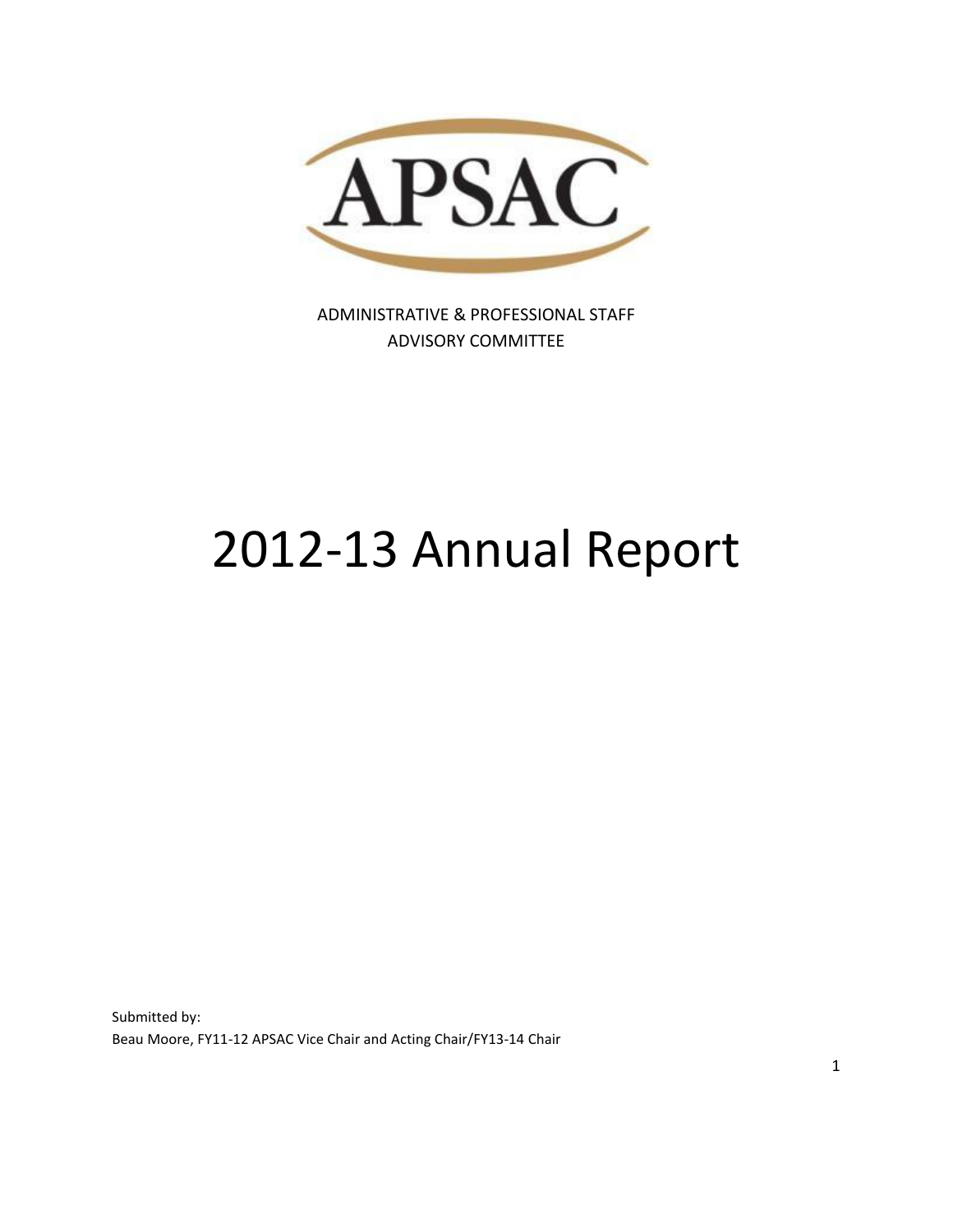APSAC

ADMINISTRATIVE & PROFESSIONAL STAFF
ADVISORY COMMITTEE

# 2012-13 Annual Report

Submitted by:
Beau Moore, FY11-12 APSAC Vice Chair and Acting Chair/FY13-14 Chair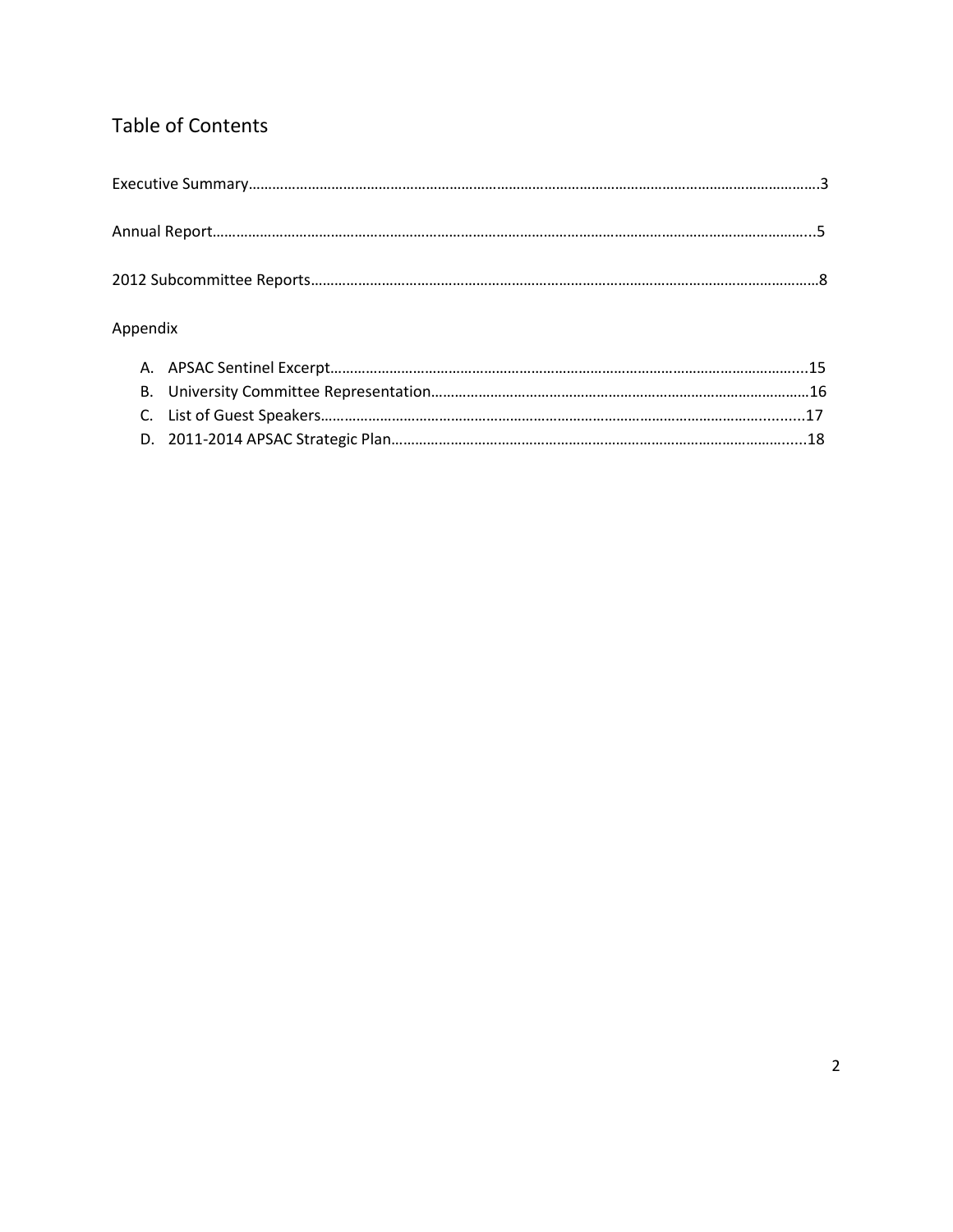## Table of Contents

Executive Summary……………………………………………………………………………………………………………………………3

Annual Report…………………………………………………………………………………………………………………………………..5

2012 Subcommittee Reports……………………………………………………………………………………………………………8

Appendix

A. APSAC Sentinel Excerpt…………………………………………………………………………………………………...15
B. University Committee Representation……………………………………………………………………………16
C. List of Guest Speakers………………………………………………………………………………………….......17
D. 2011-2014 APSAC Strategic Plan………………………………………………………………………………......18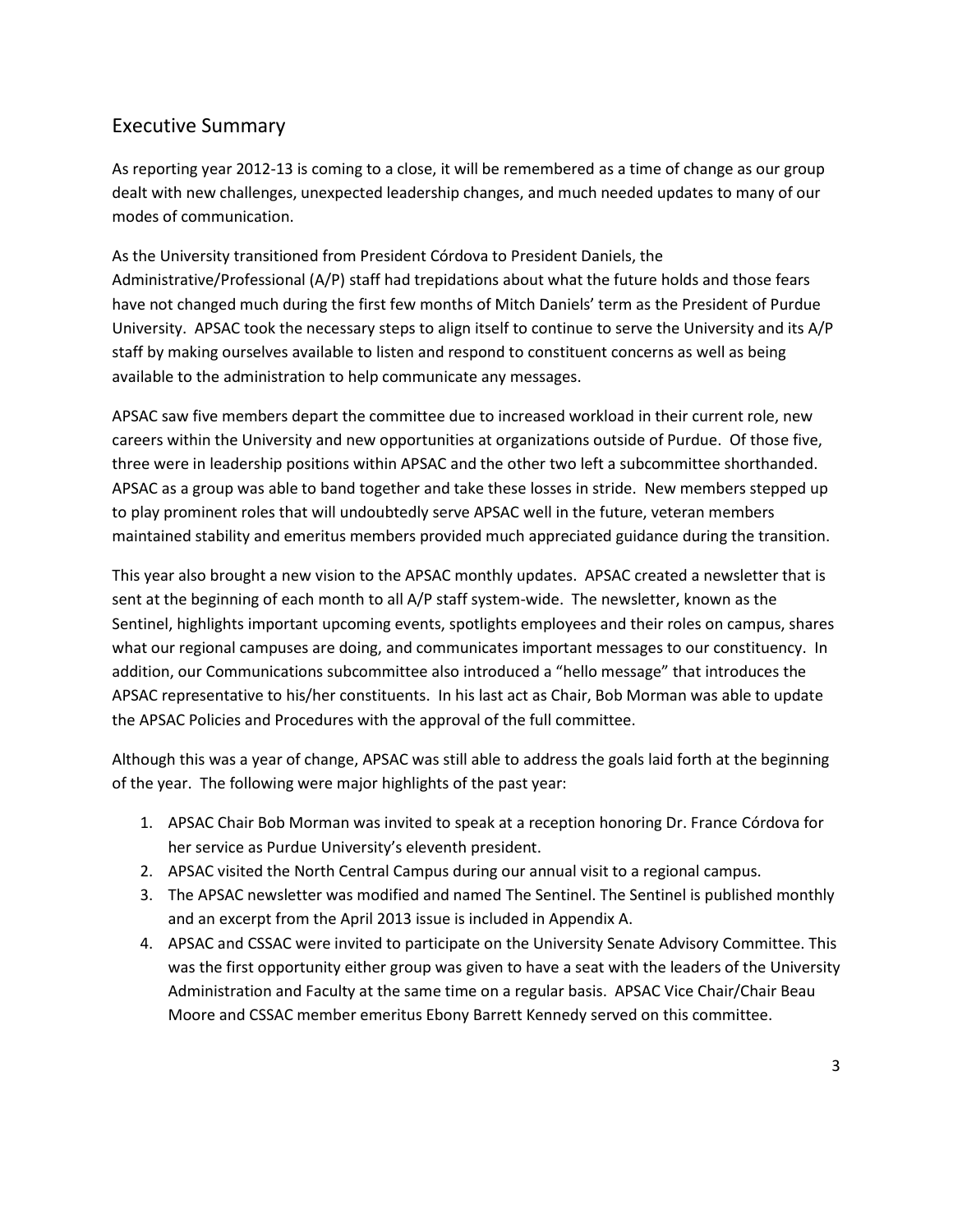## Executive Summary

As reporting year 2012-13 is coming to a close, it will be remembered as a time of change as our group dealt with new challenges, unexpected leadership changes, and much needed updates to many of our modes of communication.

As the University transitioned from President Córdova to President Daniels, the Administrative/Professional (A/P) staff had trepidations about what the future holds and those fears have not changed much during the first few months of Mitch Daniels' term as the President of Purdue University. APSAC took the necessary steps to align itself to continue to serve the University and its A/P staff by making ourselves available to listen and respond to constituent concerns as well as being available to the administration to help communicate any messages.

APSAC saw five members depart the committee due to increased workload in their current role, new careers within the University and new opportunities at organizations outside of Purdue. Of those five, three were in leadership positions within APSAC and the other two left a subcommittee shorthanded. APSAC as a group was able to band together and take these losses in stride. New members stepped up to play prominent roles that will undoubtedly serve APSAC well in the future, veteran members maintained stability and emeritus members provided much appreciated guidance during the transition.

This year also brought a new vision to the APSAC monthly updates. APSAC created a newsletter that is sent at the beginning of each month to all A/P staff system-wide. The newsletter, known as the Sentinel, highlights important upcoming events, spotlights employees and their roles on campus, shares what our regional campuses are doing, and communicates important messages to our constituency. In addition, our Communications subcommittee also introduced a "hello message" that introduces the APSAC representative to his/her constituents. In his last act as Chair, Bob Morman was able to update the APSAC Policies and Procedures with the approval of the full committee.

Although this was a year of change, APSAC was still able to address the goals laid forth at the beginning of the year. The following were major highlights of the past year:

1. APSAC Chair Bob Morman was invited to speak at a reception honoring Dr. France Córdova for her service as Purdue University's eleventh president.
2. APSAC visited the North Central Campus during our annual visit to a regional campus.
3. The APSAC newsletter was modified and named The Sentinel. The Sentinel is published monthly and an excerpt from the April 2013 issue is included in Appendix A.
4. APSAC and CSSAC were invited to participate on the University Senate Advisory Committee. This was the first opportunity either group was given to have a seat with the leaders of the University Administration and Faculty at the same time on a regular basis. APSAC Vice Chair/Chair Beau Moore and CSSAC member emeritus Ebony Barrett Kennedy served on this committee.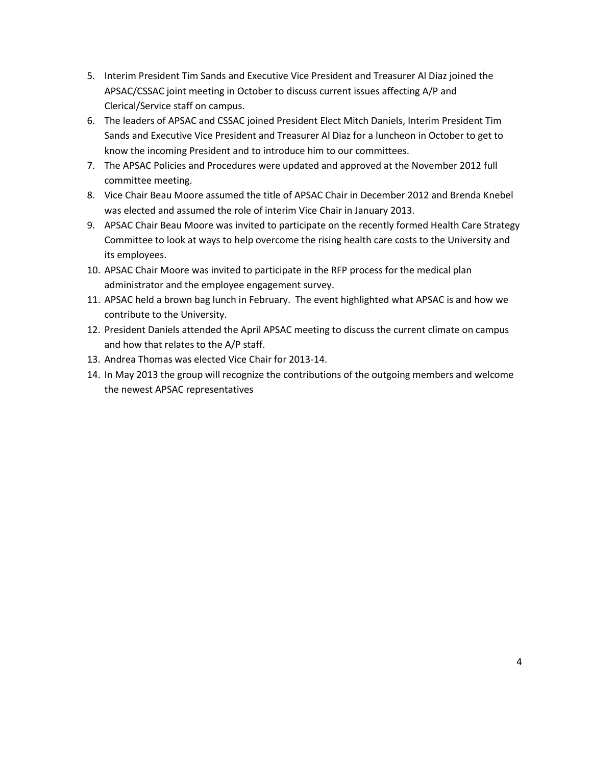5. Interim President Tim Sands and Executive Vice President and Treasurer Al Diaz joined the APSAC/CSSAC joint meeting in October to discuss current issues affecting A/P and Clerical/Service staff on campus.
6. The leaders of APSAC and CSSAC joined President Elect Mitch Daniels, Interim President Tim Sands and Executive Vice President and Treasurer Al Diaz for a luncheon in October to get to know the incoming President and to introduce him to our committees.
7. The APSAC Policies and Procedures were updated and approved at the November 2012 full committee meeting.
8. Vice Chair Beau Moore assumed the title of APSAC Chair in December 2012 and Brenda Knebel was elected and assumed the role of interim Vice Chair in January 2013.
9. APSAC Chair Beau Moore was invited to participate on the recently formed Health Care Strategy Committee to look at ways to help overcome the rising health care costs to the University and its employees.
10. APSAC Chair Moore was invited to participate in the RFP process for the medical plan administrator and the employee engagement survey.
11. APSAC held a brown bag lunch in February. The event highlighted what APSAC is and how we contribute to the University.
12. President Daniels attended the April APSAC meeting to discuss the current climate on campus and how that relates to the A/P staff.
13. Andrea Thomas was elected Vice Chair for 2013-14.
14. In May 2013 the group will recognize the contributions of the outgoing members and welcome the newest APSAC representatives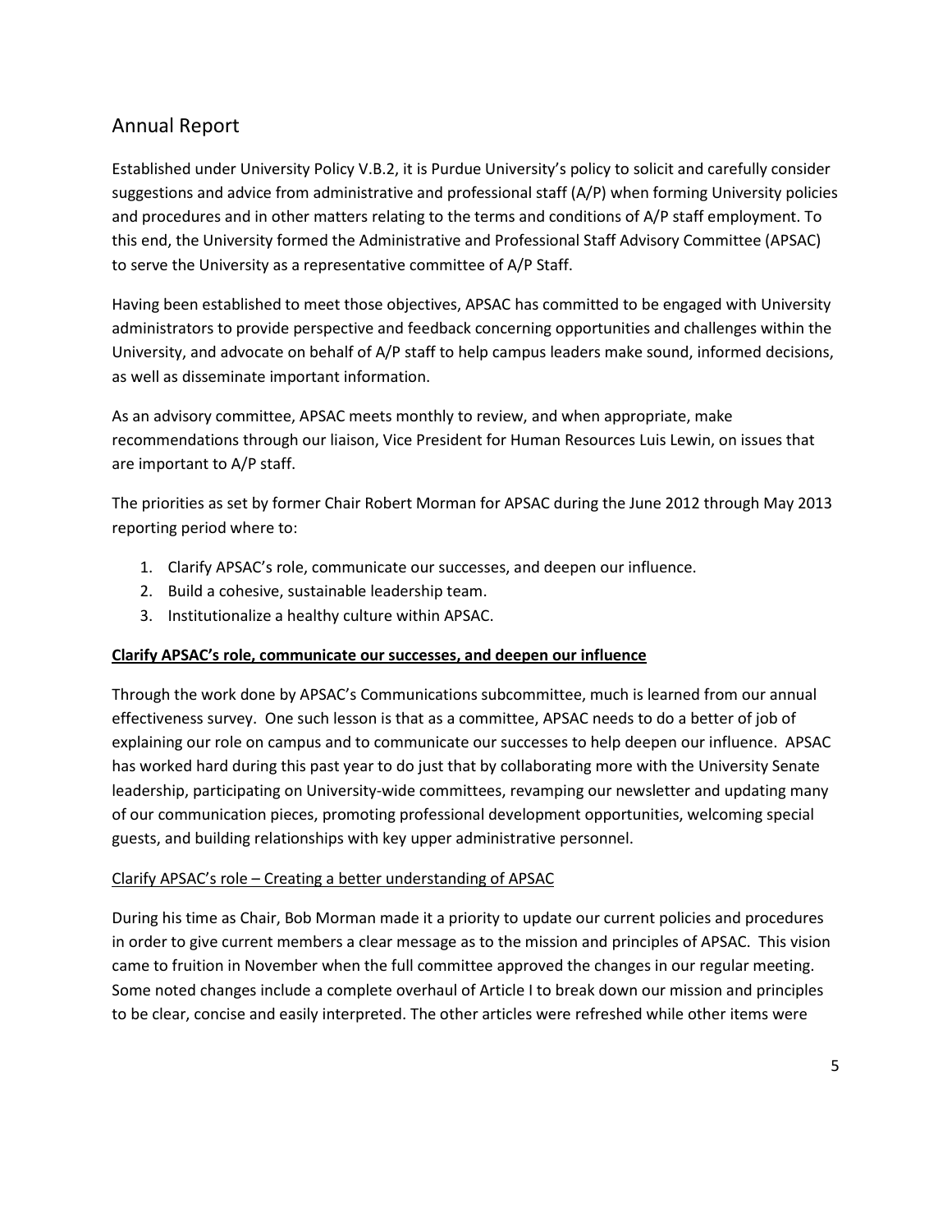## Annual Report

Established under University Policy V.B.2, it is Purdue University's policy to solicit and carefully consider suggestions and advice from administrative and professional staff (A/P) when forming University policies and procedures and in other matters relating to the terms and conditions of A/P staff employment. To this end, the University formed the Administrative and Professional Staff Advisory Committee (APSAC) to serve the University as a representative committee of A/P Staff.

Having been established to meet those objectives, APSAC has committed to be engaged with University administrators to provide perspective and feedback concerning opportunities and challenges within the University, and advocate on behalf of A/P staff to help campus leaders make sound, informed decisions, as well as disseminate important information.

As an advisory committee, APSAC meets monthly to review, and when appropriate, make recommendations through our liaison, Vice President for Human Resources Luis Lewin, on issues that are important to A/P staff.

The priorities as set by former Chair Robert Morman for APSAC during the June 2012 through May 2013 reporting period where to:

1. Clarify APSAC's role, communicate our successes, and deepen our influence.
2. Build a cohesive, sustainable leadership team.
3. Institutionalize a healthy culture within APSAC.

**Clarify APSAC's role, communicate our successes, and deepen our influence**

Through the work done by APSAC's Communications subcommittee, much is learned from our annual effectiveness survey. One such lesson is that as a committee, APSAC needs to do a better of job of explaining our role on campus and to communicate our successes to help deepen our influence. APSAC has worked hard during this past year to do just that by collaborating more with the University Senate leadership, participating on University-wide committees, revamping our newsletter and updating many of our communication pieces, promoting professional development opportunities, welcoming special guests, and building relationships with key upper administrative personnel.

Clarify APSAC's role – Creating a better understanding of APSAC

During his time as Chair, Bob Morman made it a priority to update our current policies and procedures in order to give current members a clear message as to the mission and principles of APSAC. This vision came to fruition in November when the full committee approved the changes in our regular meeting. Some noted changes include a complete overhaul of Article I to break down our mission and principles to be clear, concise and easily interpreted. The other articles were refreshed while other items were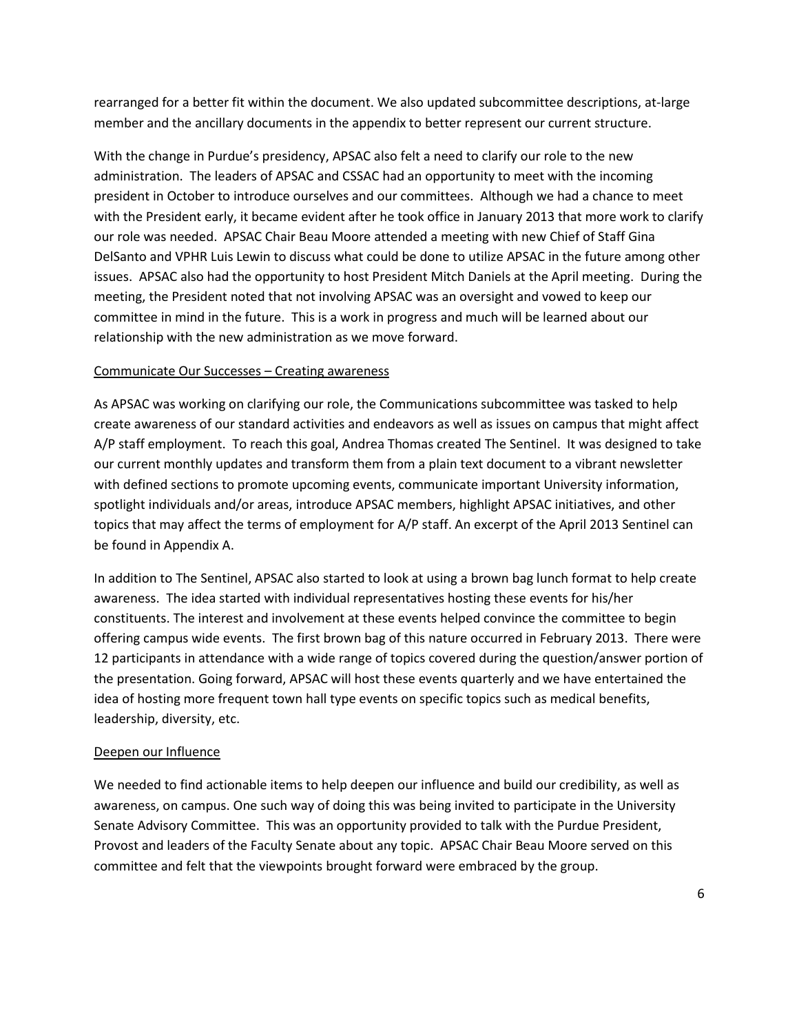rearranged for a better fit within the document. We also updated subcommittee descriptions, at-large member and the ancillary documents in the appendix to better represent our current structure.

With the change in Purdue's presidency, APSAC also felt a need to clarify our role to the new administration. The leaders of APSAC and CSSAC had an opportunity to meet with the incoming president in October to introduce ourselves and our committees. Although we had a chance to meet with the President early, it became evident after he took office in January 2013 that more work to clarify our role was needed. APSAC Chair Beau Moore attended a meeting with new Chief of Staff Gina DelSanto and VPHR Luis Lewin to discuss what could be done to utilize APSAC in the future among other issues. APSAC also had the opportunity to host President Mitch Daniels at the April meeting. During the meeting, the President noted that not involving APSAC was an oversight and vowed to keep our committee in mind in the future. This is a work in progress and much will be learned about our relationship with the new administration as we move forward.

<u>Communicate Our Successes – Creating awareness</u>

As APSAC was working on clarifying our role, the Communications subcommittee was tasked to help create awareness of our standard activities and endeavors as well as issues on campus that might affect A/P staff employment. To reach this goal, Andrea Thomas created The Sentinel. It was designed to take our current monthly updates and transform them from a plain text document to a vibrant newsletter with defined sections to promote upcoming events, communicate important University information, spotlight individuals and/or areas, introduce APSAC members, highlight APSAC initiatives, and other topics that may affect the terms of employment for A/P staff. An excerpt of the April 2013 Sentinel can be found in Appendix A.

In addition to The Sentinel, APSAC also started to look at using a brown bag lunch format to help create awareness. The idea started with individual representatives hosting these events for his/her constituents. The interest and involvement at these events helped convince the committee to begin offering campus wide events. The first brown bag of this nature occurred in February 2013. There were 12 participants in attendance with a wide range of topics covered during the question/answer portion of the presentation. Going forward, APSAC will host these events quarterly and we have entertained the idea of hosting more frequent town hall type events on specific topics such as medical benefits, leadership, diversity, etc.

<u>Deepen our Influence</u>

We needed to find actionable items to help deepen our influence and build our credibility, as well as awareness, on campus. One such way of doing this was being invited to participate in the University Senate Advisory Committee. This was an opportunity provided to talk with the Purdue President, Provost and leaders of the Faculty Senate about any topic. APSAC Chair Beau Moore served on this committee and felt that the viewpoints brought forward were embraced by the group.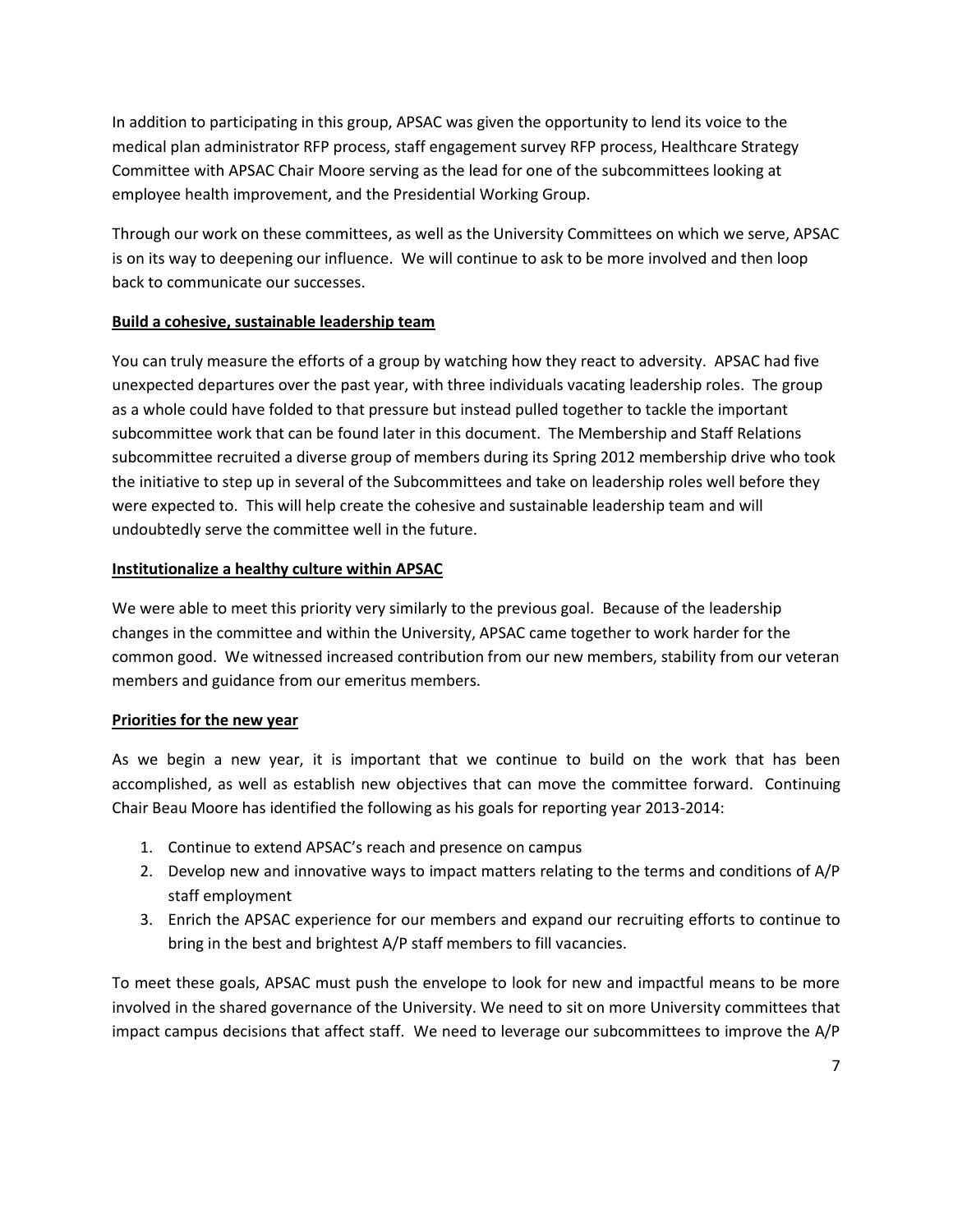In addition to participating in this group, APSAC was given the opportunity to lend its voice to the medical plan administrator RFP process, staff engagement survey RFP process, Healthcare Strategy Committee with APSAC Chair Moore serving as the lead for one of the subcommittees looking at employee health improvement, and the Presidential Working Group.

Through our work on these committees, as well as the University Committees on which we serve, APSAC is on its way to deepening our influence. We will continue to ask to be more involved and then loop back to communicate our successes.

**Build a cohesive, sustainable leadership team**

You can truly measure the efforts of a group by watching how they react to adversity. APSAC had five unexpected departures over the past year, with three individuals vacating leadership roles. The group as a whole could have folded to that pressure but instead pulled together to tackle the important subcommittee work that can be found later in this document. The Membership and Staff Relations subcommittee recruited a diverse group of members during its Spring 2012 membership drive who took the initiative to step up in several of the Subcommittees and take on leadership roles well before they were expected to. This will help create the cohesive and sustainable leadership team and will undoubtedly serve the committee well in the future.

**Institutionalize a healthy culture within APSAC**

We were able to meet this priority very similarly to the previous goal. Because of the leadership changes in the committee and within the University, APSAC came together to work harder for the common good. We witnessed increased contribution from our new members, stability from our veteran members and guidance from our emeritus members.

**Priorities for the new year**

As we begin a new year, it is important that we continue to build on the work that has been accomplished, as well as establish new objectives that can move the committee forward. Continuing Chair Beau Moore has identified the following as his goals for reporting year 2013-2014:

1. Continue to extend APSAC's reach and presence on campus
2. Develop new and innovative ways to impact matters relating to the terms and conditions of A/P staff employment
3. Enrich the APSAC experience for our members and expand our recruiting efforts to continue to bring in the best and brightest A/P staff members to fill vacancies.

To meet these goals, APSAC must push the envelope to look for new and impactful means to be more involved in the shared governance of the University. We need to sit on more University committees that impact campus decisions that affect staff. We need to leverage our subcommittees to improve the A/P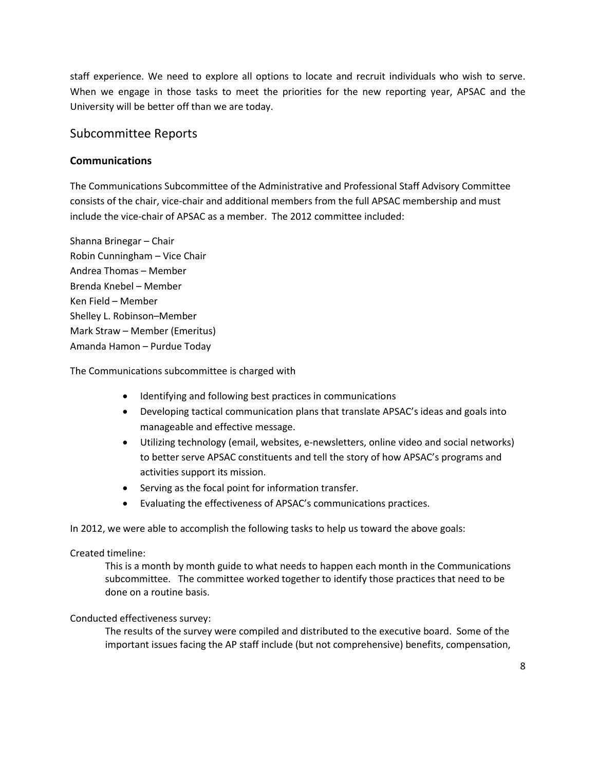staff experience. We need to explore all options to locate and recruit individuals who wish to serve. When we engage in those tasks to meet the priorities for the new reporting year, APSAC and the University will be better off than we are today.

## Subcommittee Reports

### Communications

The Communications Subcommittee of the Administrative and Professional Staff Advisory Committee consists of the chair, vice-chair and additional members from the full APSAC membership and must include the vice-chair of APSAC as a member. The 2012 committee included:

Shanna Brinegar – Chair
Robin Cunningham – Vice Chair
Andrea Thomas – Member
Brenda Knebel – Member
Ken Field – Member
Shelley L. Robinson–Member
Mark Straw – Member (Emeritus)
Amanda Hamon – Purdue Today

The Communications subcommittee is charged with

- Identifying and following best practices in communications
- Developing tactical communication plans that translate APSAC's ideas and goals into manageable and effective message.
- Utilizing technology (email, websites, e-newsletters, online video and social networks) to better serve APSAC constituents and tell the story of how APSAC's programs and activities support its mission.
- Serving as the focal point for information transfer.
- Evaluating the effectiveness of APSAC's communications practices.

In 2012, we were able to accomplish the following tasks to help us toward the above goals:

Created timeline:

This is a month by month guide to what needs to happen each month in the Communications subcommittee. The committee worked together to identify those practices that need to be done on a routine basis.

Conducted effectiveness survey:

The results of the survey were compiled and distributed to the executive board. Some of the important issues facing the AP staff include (but not comprehensive) benefits, compensation,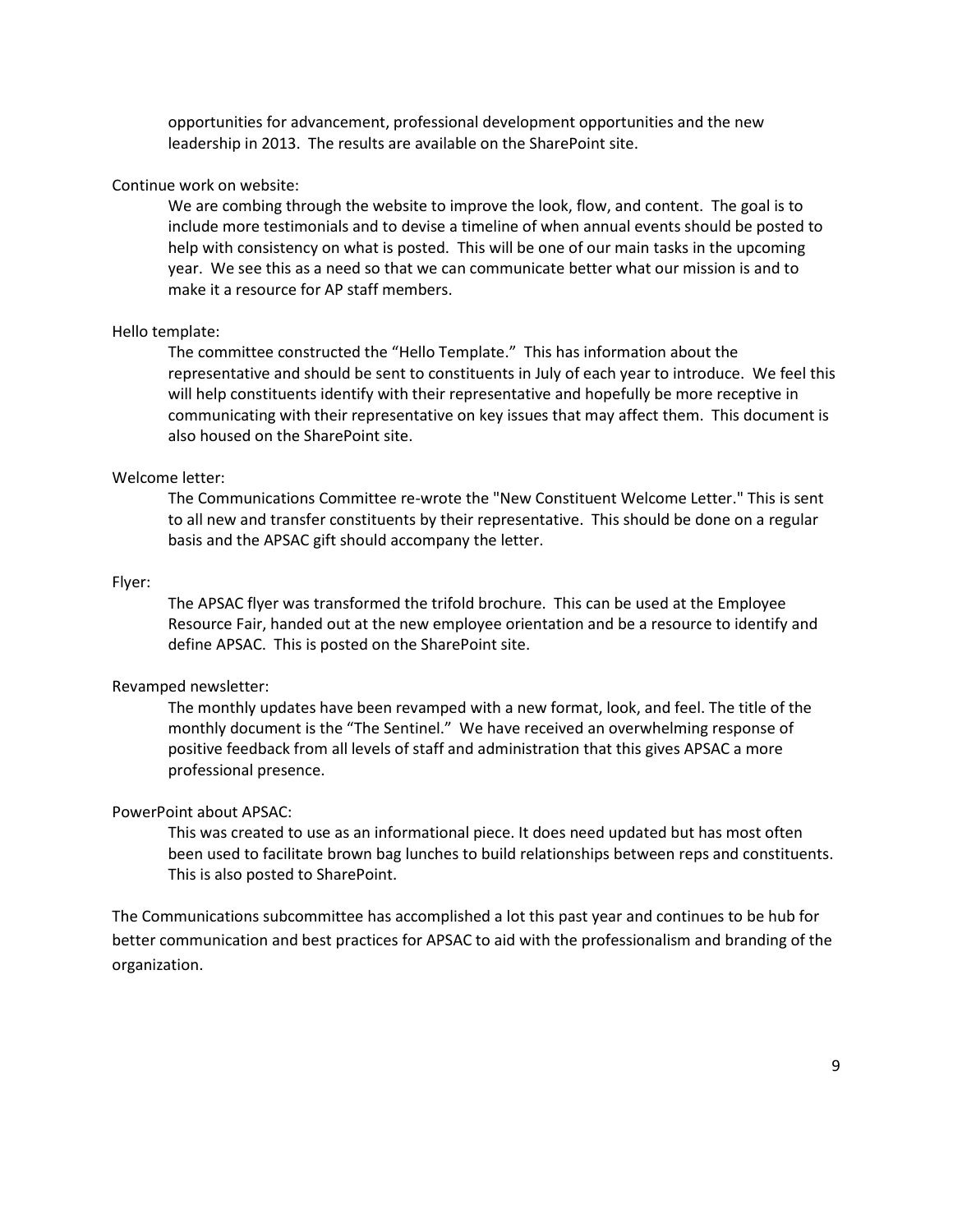opportunities for advancement, professional development opportunities and the new leadership in 2013. The results are available on the SharePoint site.

Continue work on website:

We are combing through the website to improve the look, flow, and content. The goal is to include more testimonials and to devise a timeline of when annual events should be posted to help with consistency on what is posted. This will be one of our main tasks in the upcoming year. We see this as a need so that we can communicate better what our mission is and to make it a resource for AP staff members.

Hello template:

The committee constructed the "Hello Template." This has information about the representative and should be sent to constituents in July of each year to introduce. We feel this will help constituents identify with their representative and hopefully be more receptive in communicating with their representative on key issues that may affect them. This document is also housed on the SharePoint site.

Welcome letter:

The Communications Committee re-wrote the "New Constituent Welcome Letter." This is sent to all new and transfer constituents by their representative. This should be done on a regular basis and the APSAC gift should accompany the letter.

Flyer:

The APSAC flyer was transformed the trifold brochure. This can be used at the Employee Resource Fair, handed out at the new employee orientation and be a resource to identify and define APSAC. This is posted on the SharePoint site.

Revamped newsletter:

The monthly updates have been revamped with a new format, look, and feel. The title of the monthly document is the "The Sentinel." We have received an overwhelming response of positive feedback from all levels of staff and administration that this gives APSAC a more professional presence.

PowerPoint about APSAC:

This was created to use as an informational piece. It does need updated but has most often been used to facilitate brown bag lunches to build relationships between reps and constituents. This is also posted to SharePoint.

The Communications subcommittee has accomplished a lot this past year and continues to be hub for better communication and best practices for APSAC to aid with the professionalism and branding of the organization.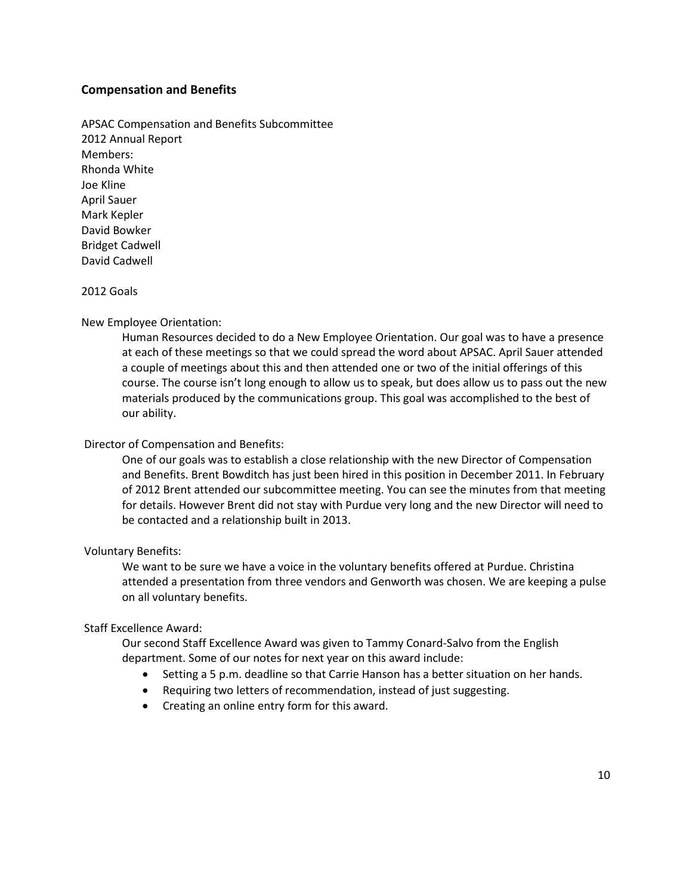## Compensation and Benefits

APSAC Compensation and Benefits Subcommittee
2012 Annual Report
Members:
Rhonda White
Joe Kline
April Sauer
Mark Kepler
David Bowker
Bridget Cadwell
David Cadwell

2012 Goals

New Employee Orientation:

Human Resources decided to do a New Employee Orientation. Our goal was to have a presence at each of these meetings so that we could spread the word about APSAC. April Sauer attended a couple of meetings about this and then attended one or two of the initial offerings of this course. The course isn't long enough to allow us to speak, but does allow us to pass out the new materials produced by the communications group. This goal was accomplished to the best of our ability.

Director of Compensation and Benefits:

One of our goals was to establish a close relationship with the new Director of Compensation and Benefits. Brent Bowditch has just been hired in this position in December 2011. In February of 2012 Brent attended our subcommittee meeting. You can see the minutes from that meeting for details. However Brent did not stay with Purdue very long and the new Director will need to be contacted and a relationship built in 2013.

Voluntary Benefits:

We want to be sure we have a voice in the voluntary benefits offered at Purdue. Christina attended a presentation from three vendors and Genworth was chosen. We are keeping a pulse on all voluntary benefits.

Staff Excellence Award:

Our second Staff Excellence Award was given to Tammy Conard-Salvo from the English department. Some of our notes for next year on this award include:

- Setting a 5 p.m. deadline so that Carrie Hanson has a better situation on her hands.
- Requiring two letters of recommendation, instead of just suggesting.
- Creating an online entry form for this award.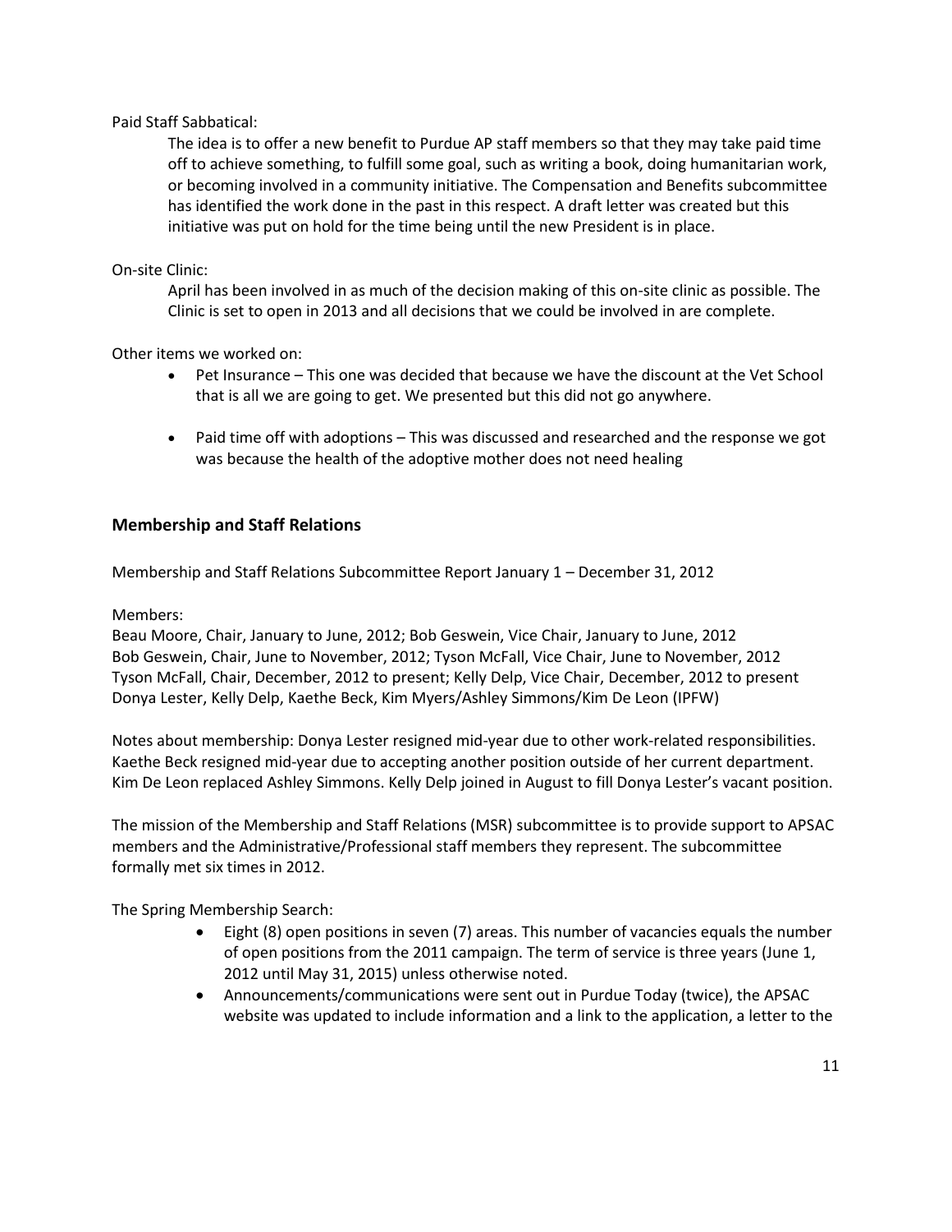Paid Staff Sabbatical:

The idea is to offer a new benefit to Purdue AP staff members so that they may take paid time off to achieve something, to fulfill some goal, such as writing a book, doing humanitarian work, or becoming involved in a community initiative. The Compensation and Benefits subcommittee has identified the work done in the past in this respect. A draft letter was created but this initiative was put on hold for the time being until the new President is in place.

On-site Clinic:

April has been involved in as much of the decision making of this on-site clinic as possible. The Clinic is set to open in 2013 and all decisions that we could be involved in are complete.

Other items we worked on:

- Pet Insurance – This one was decided that because we have the discount at the Vet School that is all we are going to get. We presented but this did not go anywhere.
- Paid time off with adoptions – This was discussed and researched and the response we got was because the health of the adoptive mother does not need healing

## Membership and Staff Relations

Membership and Staff Relations Subcommittee Report January 1 – December 31, 2012

Members:
Beau Moore, Chair, January to June, 2012; Bob Geswein, Vice Chair, January to June, 2012
Bob Geswein, Chair, June to November, 2012; Tyson McFall, Vice Chair, June to November, 2012
Tyson McFall, Chair, December, 2012 to present; Kelly Delp, Vice Chair, December, 2012 to present
Donya Lester, Kelly Delp, Kaethe Beck, Kim Myers/Ashley Simmons/Kim De Leon (IPFW)

Notes about membership: Donya Lester resigned mid-year due to other work-related responsibilities. Kaethe Beck resigned mid-year due to accepting another position outside of her current department. Kim De Leon replaced Ashley Simmons. Kelly Delp joined in August to fill Donya Lester's vacant position.

The mission of the Membership and Staff Relations (MSR) subcommittee is to provide support to APSAC members and the Administrative/Professional staff members they represent. The subcommittee formally met six times in 2012.

The Spring Membership Search:

- Eight (8) open positions in seven (7) areas. This number of vacancies equals the number of open positions from the 2011 campaign. The term of service is three years (June 1, 2012 until May 31, 2015) unless otherwise noted.
- Announcements/communications were sent out in Purdue Today (twice), the APSAC website was updated to include information and a link to the application, a letter to the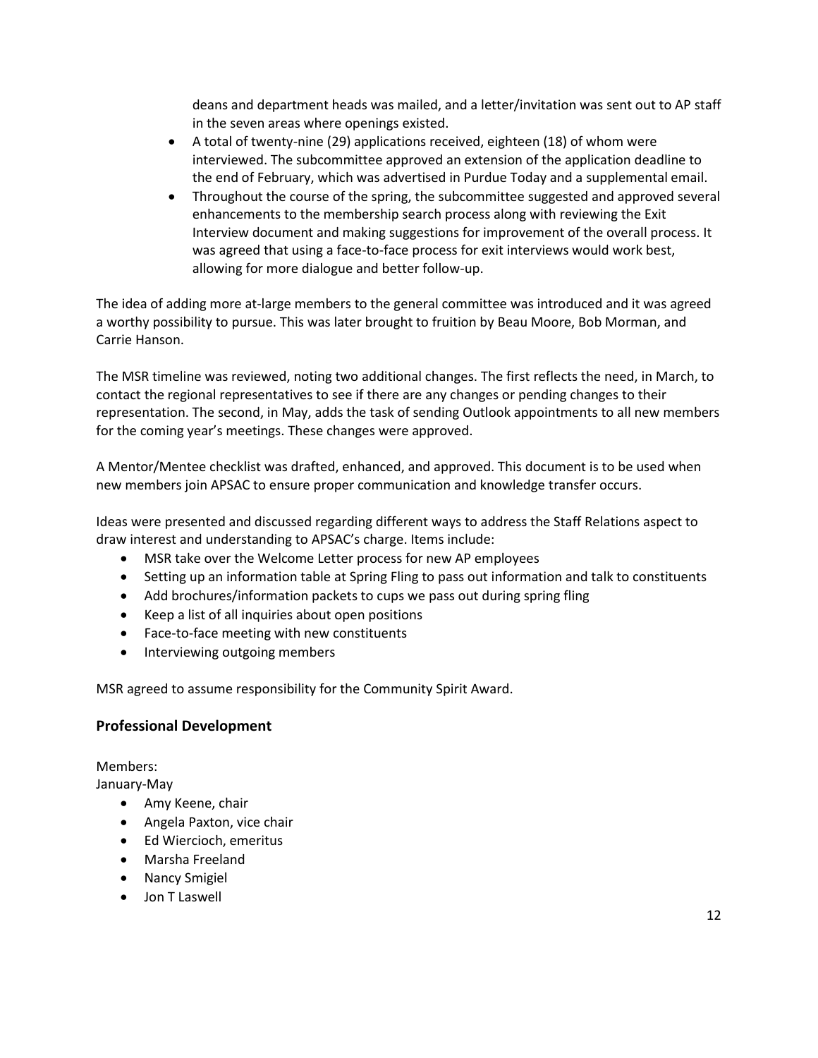deans and department heads was mailed, and a letter/invitation was sent out to AP staff in the seven areas where openings existed.
- A total of twenty-nine (29) applications received, eighteen (18) of whom were interviewed. The subcommittee approved an extension of the application deadline to the end of February, which was advertised in Purdue Today and a supplemental email.
- Throughout the course of the spring, the subcommittee suggested and approved several enhancements to the membership search process along with reviewing the Exit Interview document and making suggestions for improvement of the overall process. It was agreed that using a face-to-face process for exit interviews would work best, allowing for more dialogue and better follow-up.

The idea of adding more at-large members to the general committee was introduced and it was agreed a worthy possibility to pursue. This was later brought to fruition by Beau Moore, Bob Morman, and Carrie Hanson.

The MSR timeline was reviewed, noting two additional changes. The first reflects the need, in March, to contact the regional representatives to see if there are any changes or pending changes to their representation. The second, in May, adds the task of sending Outlook appointments to all new members for the coming year's meetings. These changes were approved.

A Mentor/Mentee checklist was drafted, enhanced, and approved. This document is to be used when new members join APSAC to ensure proper communication and knowledge transfer occurs.

Ideas were presented and discussed regarding different ways to address the Staff Relations aspect to draw interest and understanding to APSAC's charge. Items include:

- MSR take over the Welcome Letter process for new AP employees
- Setting up an information table at Spring Fling to pass out information and talk to constituents
- Add brochures/information packets to cups we pass out during spring fling
- Keep a list of all inquiries about open positions
- Face-to-face meeting with new constituents
- Interviewing outgoing members

MSR agreed to assume responsibility for the Community Spirit Award.

### Professional Development

Members:
January-May

- Amy Keene, chair
- Angela Paxton, vice chair
- Ed Wiercioch, emeritus
- Marsha Freeland
- Nancy Smigiel
- Jon T Laswell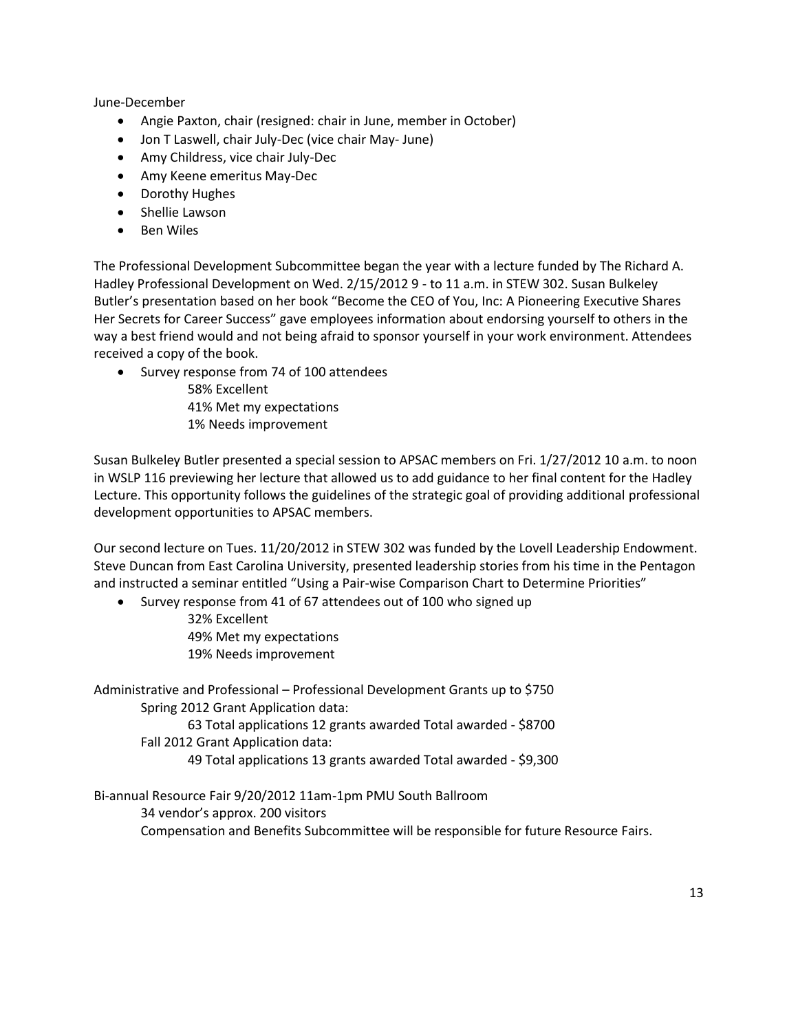June-December

- Angie Paxton, chair (resigned: chair in June, member in October)
- Jon T Laswell, chair July-Dec (vice chair May- June)
- Amy Childress, vice chair July-Dec
- Amy Keene emeritus May-Dec
- Dorothy Hughes
- Shellie Lawson
- Ben Wiles

The Professional Development Subcommittee began the year with a lecture funded by The Richard A. Hadley Professional Development on Wed. 2/15/2012 9 - to 11 a.m. in STEW 302. Susan Bulkeley Butler's presentation based on her book "Become the CEO of You, Inc: A Pioneering Executive Shares Her Secrets for Career Success" gave employees information about endorsing yourself to others in the way a best friend would and not being afraid to sponsor yourself in your work environment. Attendees received a copy of the book.

- Survey response from 74 of 100 attendees
  - 58% Excellent
  - 41% Met my expectations
  - 1% Needs improvement

Susan Bulkeley Butler presented a special session to APSAC members on Fri. 1/27/2012 10 a.m. to noon in WSLP 116 previewing her lecture that allowed us to add guidance to her final content for the Hadley Lecture. This opportunity follows the guidelines of the strategic goal of providing additional professional development opportunities to APSAC members.

Our second lecture on Tues. 11/20/2012 in STEW 302 was funded by the Lovell Leadership Endowment. Steve Duncan from East Carolina University, presented leadership stories from his time in the Pentagon and instructed a seminar entitled "Using a Pair-wise Comparison Chart to Determine Priorities"

- Survey response from 41 of 67 attendees out of 100 who signed up
  - 32% Excellent
  - 49% Met my expectations
  - 19% Needs improvement

Administrative and Professional – Professional Development Grants up to $750

Spring 2012 Grant Application data:

63 Total applications 12 grants awarded Total awarded - $8700

Fall 2012 Grant Application data:

49 Total applications 13 grants awarded Total awarded - $9,300

Bi-annual Resource Fair 9/20/2012 11am-1pm PMU South Ballroom

34 vendor's approx. 200 visitors

Compensation and Benefits Subcommittee will be responsible for future Resource Fairs.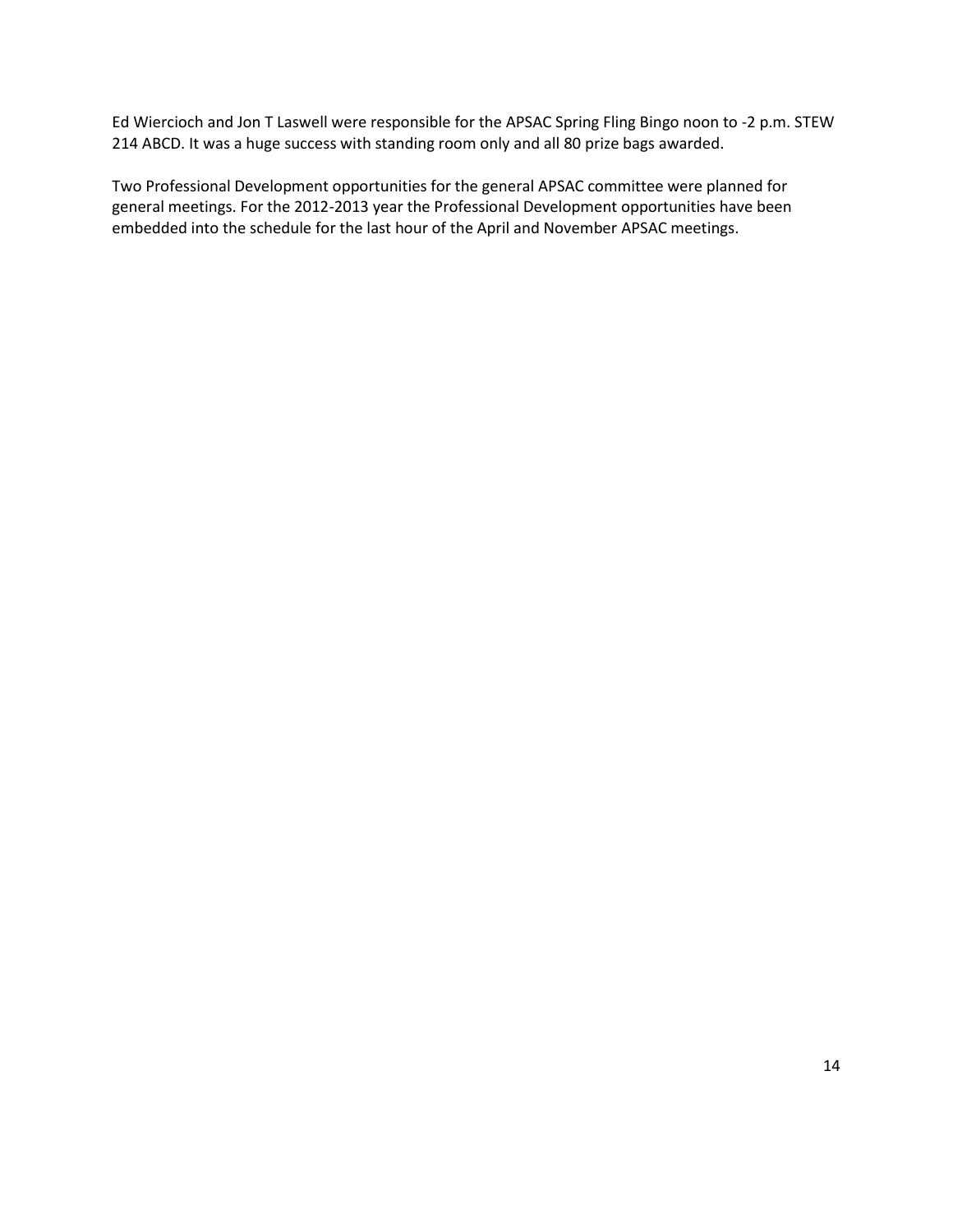Ed Wiercioch and Jon T Laswell were responsible for the APSAC Spring Fling Bingo noon to -2 p.m. STEW 214 ABCD. It was a huge success with standing room only and all 80 prize bags awarded.

Two Professional Development opportunities for the general APSAC committee were planned for general meetings. For the 2012-2013 year the Professional Development opportunities have been embedded into the schedule for the last hour of the April and November APSAC meetings.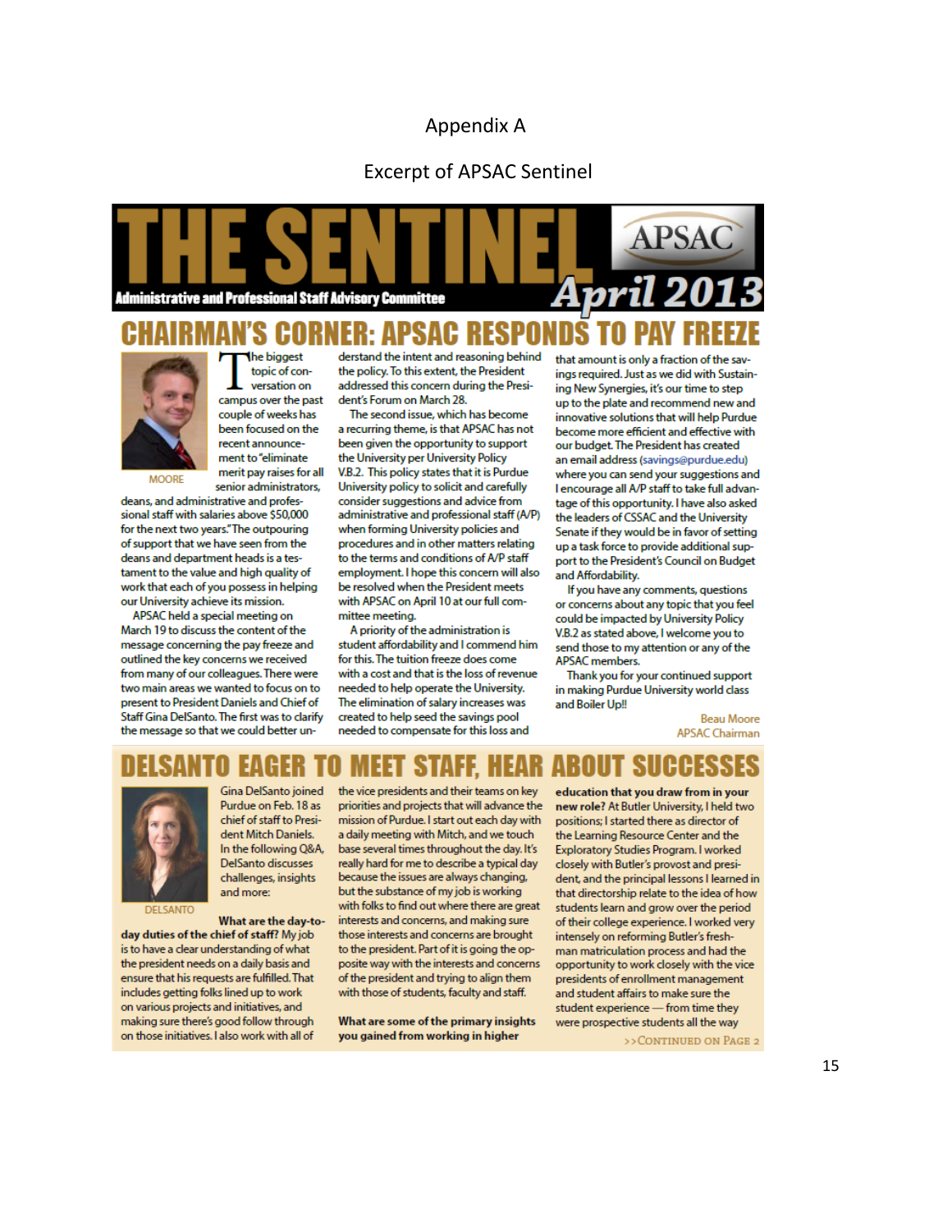Appendix A

Excerpt of APSAC Sentinel

# THE SENTINEL

APSAC

Administrative and Professional Staff Advisory Committee

April 2013

## CHAIRMAN'S CORNER: APSAC RESPONDS TO PAY FREEZE

MOORE

The biggest topic of conversation on campus over the past couple of weeks has been focused on the recent announcement to "eliminate merit pay raises for all senior administrators, deans, and administrative and professional staff with salaries above $50,000 for the next two years." The outpouring of support that we have seen from the deans and department heads is a testament to the value and high quality of work that each of you possess in helping our University achieve its mission.

APSAC held a special meeting on March 19 to discuss the content of the message concerning the pay freeze and outlined the key concerns we received from many of our colleagues. There were two main areas we wanted to focus on to present to President Daniels and Chief of Staff Gina DelSanto. The first was to clarify the message so that we could better understand the intent and reasoning behind the policy. To this extent, the President addressed this concern during the President's Forum on March 28.

The second issue, which has become a recurring theme, is that APSAC has not been given the opportunity to support the University per University Policy V.B.2. This policy states that it is Purdue University policy to solicit and carefully consider suggestions and advice from administrative and professional staff (A/P) when forming University policies and procedures and in other matters relating to the terms and conditions of A/P staff employment. I hope this concern will also be resolved when the President meets with APSAC on April 10 at our full committee meeting.

A priority of the administration is student affordability and I commend him for this. The tuition freeze does come with a cost and that is the loss of revenue needed to help operate the University. The elimination of salary increases was created to help seed the savings pool needed to compensate for this loss and that amount is only a fraction of the savings required. Just as we did with Sustainings New Synergies, it's our time to step up to the plate and recommend new and innovative solutions that will help Purdue become more efficient and effective with our budget. The President has created an email address (savings@purdue.edu) where you can send your suggestions and I encourage all A/P staff to take full advantage of this opportunity. I have also asked the leaders of CSSAC and the University Senate if they would be in favor of setting up a task force to provide additional support to the President's Council on Budget and Affordability.

If you have any comments, questions or concerns about any topic that you feel could be impacted by University Policy V.B.2 as stated above, I welcome you to send those to my attention or any of the APSAC members.

Thank you for your continued support in making Purdue University world class and Boiler Up!!

Beau Moore
APSAC Chairman

## DELSANTO EAGER TO MEET STAFF, HEAR ABOUT SUCCESSES

DELSANTO

Gina DelSanto joined Purdue on Feb. 18 as chief of staff to President Mitch Daniels. In the following Q&A, DelSanto discusses challenges, insights and more:

**What are the day-to-day duties of the chief of staff?** My job is to have a clear understanding of what the president needs on a daily basis and ensure that his requests are fulfilled. That includes getting folks lined up to work on various projects and initiatives, and making sure there's good follow through on those initiatives. I also work with all of the vice presidents and their teams on key priorities and projects that will advance the mission of Purdue. I start out each day with a daily meeting with Mitch, and we touch base several times throughout the day. It's really hard for me to describe a typical day because the issues are always changing, but the substance of my job is working with folks to find out where there are great interests and concerns, and making sure those interests and concerns are brought to the president. Part of it is going the opposite way with the interests and concerns of the president and trying to align them with those of students, faculty and staff.

**What are some of the primary insights you gained from working in higher education that you draw from in your new role?** At Butler University, I held two positions; I started there as director of the Learning Resource Center and the Exploratory Studies Program. I worked closely with Butler's provost and president, and the principal lessons I learned in that directorship relate to the idea of how students learn and grow over the period of their college experience. I worked very intensely on reforming Butler's freshman matriculation process and had the opportunity to work closely with the vice presidents of enrollment management and student affairs to make sure the student experience — from time they were prospective students all the way

>>CONTINUED ON PAGE 2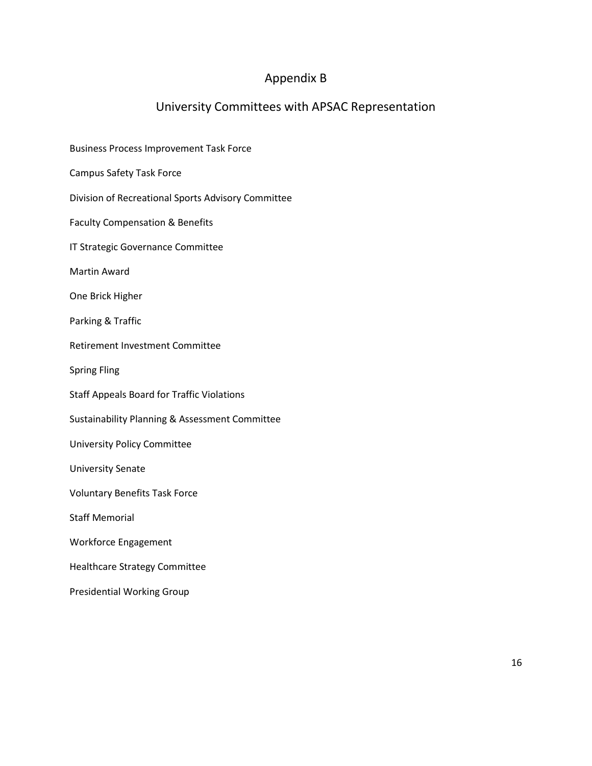# Appendix B

## University Committees with APSAC Representation

Business Process Improvement Task Force

Campus Safety Task Force

Division of Recreational Sports Advisory Committee

Faculty Compensation & Benefits

IT Strategic Governance Committee

Martin Award

One Brick Higher

Parking & Traffic

Retirement Investment Committee

Spring Fling

Staff Appeals Board for Traffic Violations

Sustainability Planning & Assessment Committee

University Policy Committee

University Senate

Voluntary Benefits Task Force

Staff Memorial

Workforce Engagement

Healthcare Strategy Committee

Presidential Working Group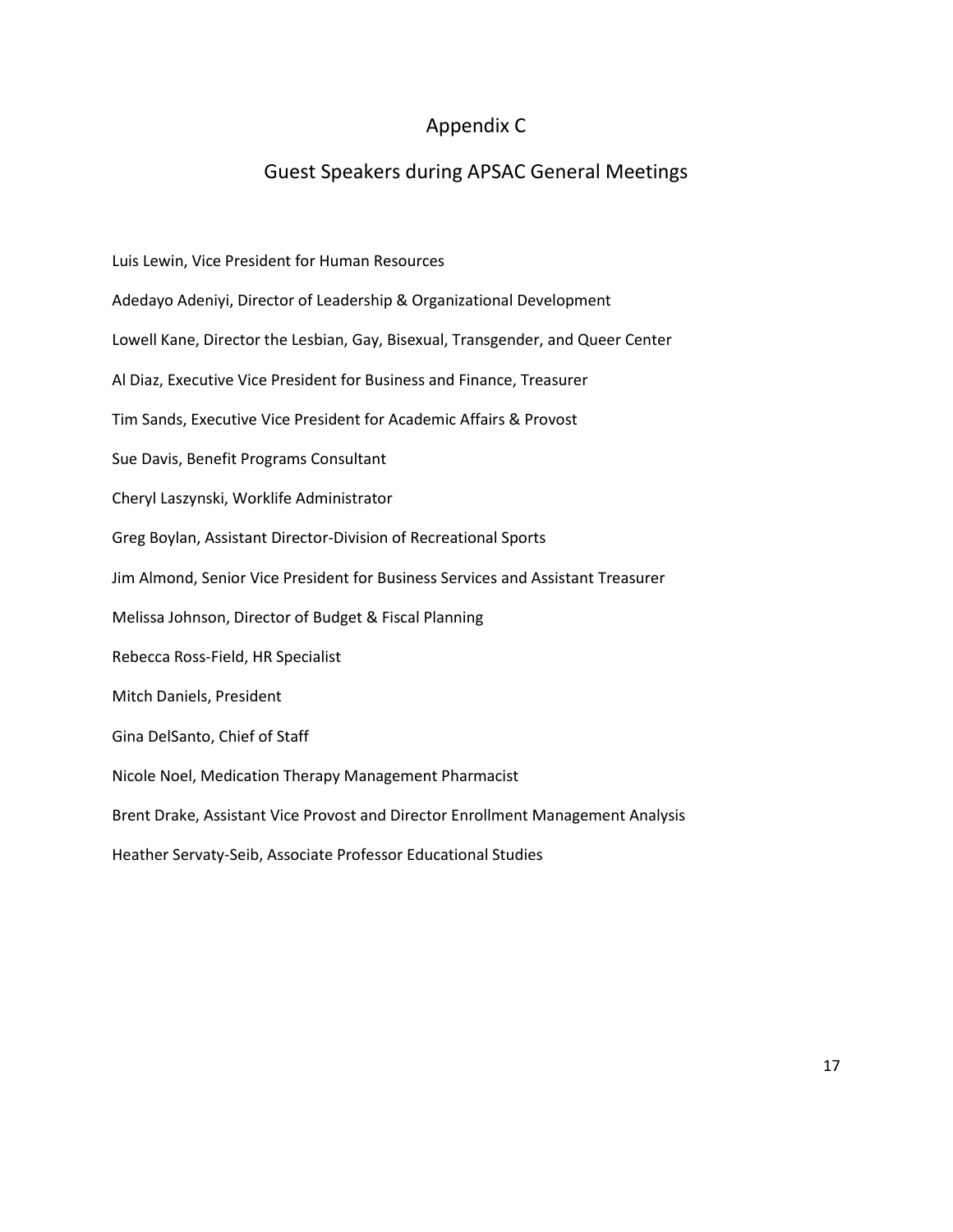# Appendix C

## Guest Speakers during APSAC General Meetings

Luis Lewin, Vice President for Human Resources

Adedayo Adeniyi, Director of Leadership & Organizational Development

Lowell Kane, Director the Lesbian, Gay, Bisexual, Transgender, and Queer Center

Al Diaz, Executive Vice President for Business and Finance, Treasurer

Tim Sands, Executive Vice President for Academic Affairs & Provost

Sue Davis, Benefit Programs Consultant

Cheryl Laszynski, Worklife Administrator

Greg Boylan, Assistant Director-Division of Recreational Sports

Jim Almond, Senior Vice President for Business Services and Assistant Treasurer

Melissa Johnson, Director of Budget & Fiscal Planning

Rebecca Ross-Field, HR Specialist

Mitch Daniels, President

Gina DelSanto, Chief of Staff

Nicole Noel, Medication Therapy Management Pharmacist

Brent Drake, Assistant Vice Provost and Director Enrollment Management Analysis

Heather Servaty-Seib, Associate Professor Educational Studies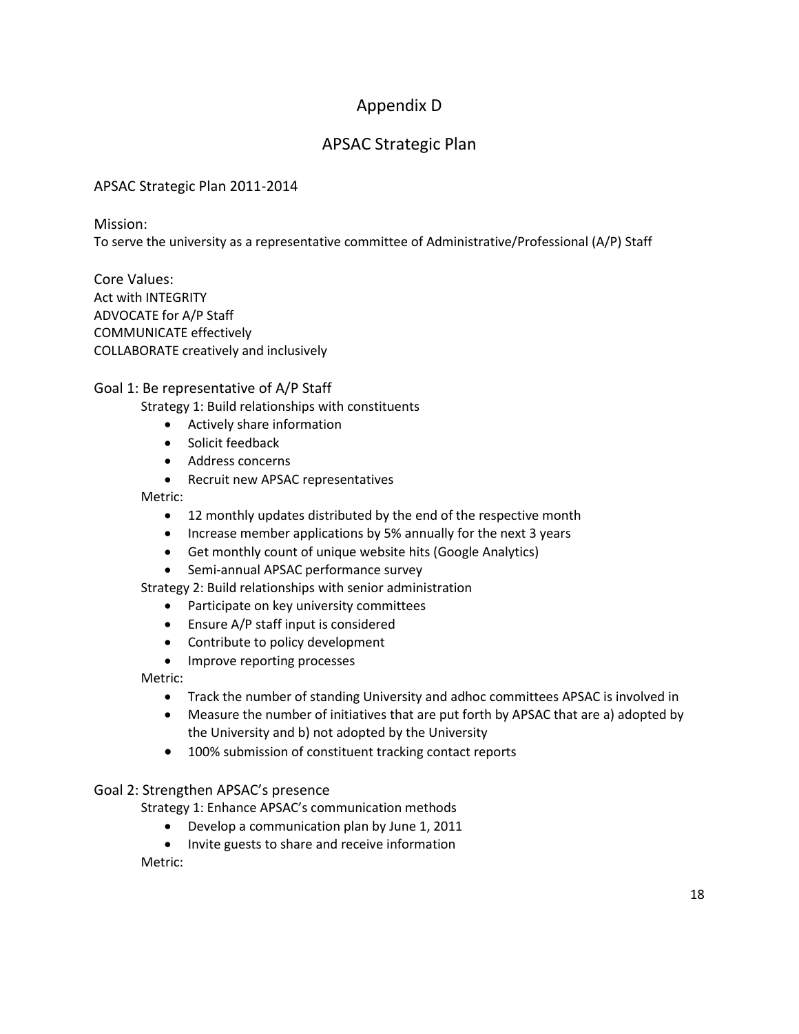# Appendix D

## APSAC Strategic Plan

APSAC Strategic Plan 2011-2014

Mission:

To serve the university as a representative committee of Administrative/Professional (A/P) Staff

Core Values:

Act with INTEGRITY
ADVOCATE for A/P Staff
COMMUNICATE effectively
COLLABORATE creatively and inclusively

### Goal 1: Be representative of A/P Staff

Strategy 1: Build relationships with constituents

- Actively share information
- Solicit feedback
- Address concerns
- Recruit new APSAC representatives

Metric:

- 12 monthly updates distributed by the end of the respective month
- Increase member applications by 5% annually for the next 3 years
- Get monthly count of unique website hits (Google Analytics)
- Semi-annual APSAC performance survey

Strategy 2: Build relationships with senior administration

- Participate on key university committees
- Ensure A/P staff input is considered
- Contribute to policy development
- Improve reporting processes

Metric:

- Track the number of standing University and adhoc committees APSAC is involved in
- Measure the number of initiatives that are put forth by APSAC that are a) adopted by the University and b) not adopted by the University
- 100% submission of constituent tracking contact reports

### Goal 2: Strengthen APSAC's presence

Strategy 1: Enhance APSAC's communication methods

- Develop a communication plan by June 1, 2011
- Invite guests to share and receive information

Metric: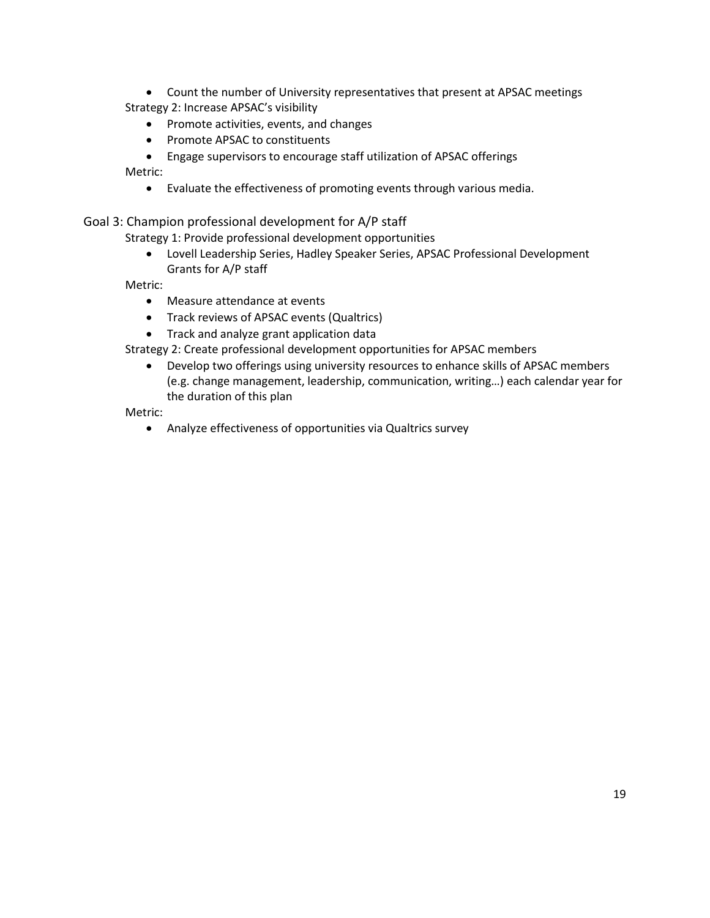- Count the number of University representatives that present at APSAC meetings

Strategy 2: Increase APSAC's visibility

- Promote activities, events, and changes
- Promote APSAC to constituents
- Engage supervisors to encourage staff utilization of APSAC offerings

Metric:

- Evaluate the effectiveness of promoting events through various media.

Goal 3: Champion professional development for A/P staff

Strategy 1: Provide professional development opportunities

- Lovell Leadership Series, Hadley Speaker Series, APSAC Professional Development Grants for A/P staff

Metric:

- Measure attendance at events
- Track reviews of APSAC events (Qualtrics)
- Track and analyze grant application data

Strategy 2: Create professional development opportunities for APSAC members

- Develop two offerings using university resources to enhance skills of APSAC members (e.g. change management, leadership, communication, writing…) each calendar year for the duration of this plan

Metric:

- Analyze effectiveness of opportunities via Qualtrics survey